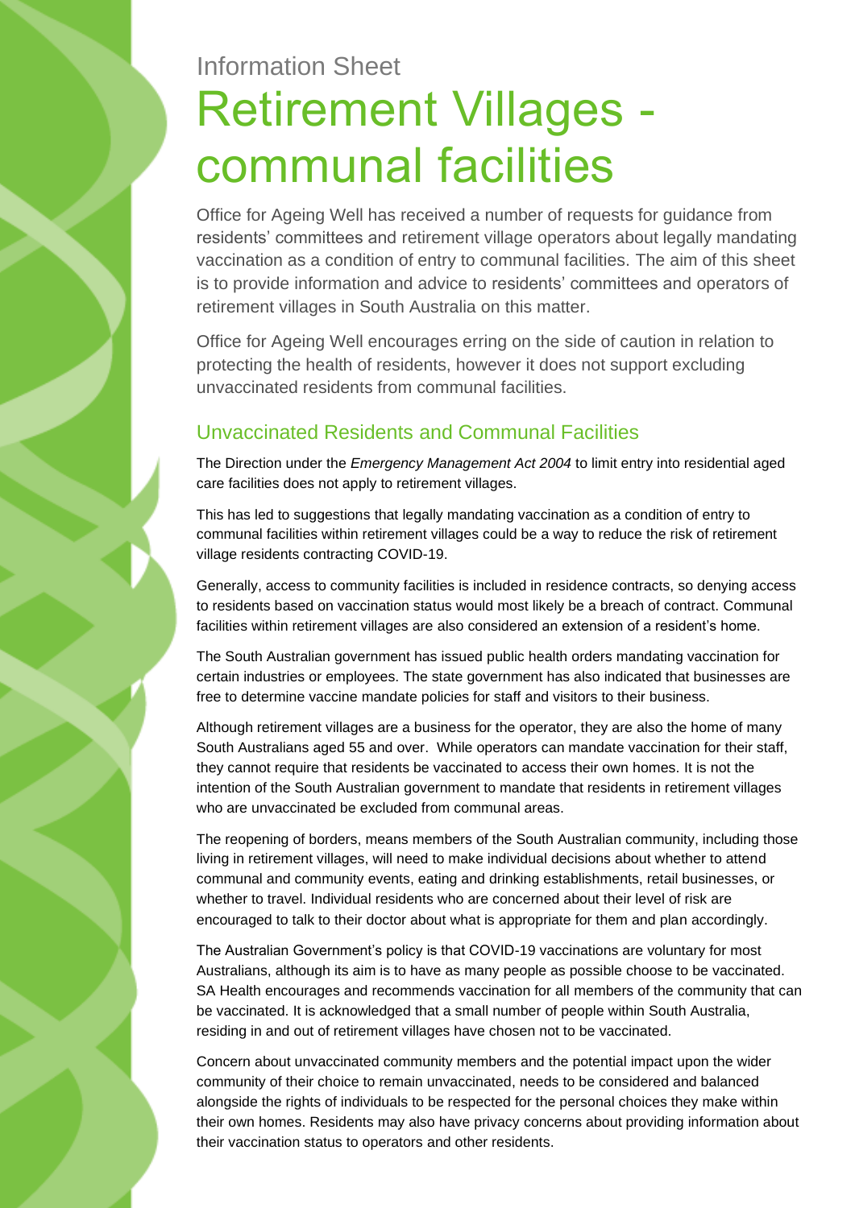Information Sheet

# Retirement Villages - communal facilities

Office for Ageing Well has received a number of requests for guidance from residents' committees and retirement village operators about legally mandating vaccination as a condition of entry to communal facilities. The aim of this sheet is to provide information and advice to residents' committees and operators of retirement villages in South Australia on this matter.

Office for Ageing Well encourages erring on the side of caution in relation to protecting the health of residents, however it does not support excluding unvaccinated residents from communal facilities.

## Unvaccinated Residents and Communal Facilities

The Direction under the *Emergency Management Act 2004* to limit entry into residential aged care facilities does not apply to retirement villages.

This has led to suggestions that legally mandating vaccination as a condition of entry to communal facilities within retirement villages could be a way to reduce the risk of retirement village residents contracting COVID-19.

Generally, access to community facilities is included in residence contracts, so denying access to residents based on vaccination status would most likely be a breach of contract. Communal facilities within retirement villages are also considered an extension of a resident's home.

The South Australian government has issued public health orders mandating vaccination for certain industries or employees. The state government has also indicated that businesses are free to determine vaccine mandate policies for staff and visitors to their business.

Although retirement villages are a business for the operator, they are also the home of many South Australians aged 55 and over. While operators can mandate vaccination for their staff, they cannot require that residents be vaccinated to access their own homes. It is not the intention of the South Australian government to mandate that residents in retirement villages who are unvaccinated be excluded from communal areas.

The reopening of borders, means members of the South Australian community, including those living in retirement villages, will need to make individual decisions about whether to attend communal and community events, eating and drinking establishments, retail businesses, or whether to travel. Individual residents who are concerned about their level of risk are encouraged to talk to their doctor about what is appropriate for them and plan accordingly.

The Australian Government's policy is that COVID-19 vaccinations are voluntary for most Australians, although its aim is to have as many people as possible choose to be vaccinated. SA Health encourages and recommends vaccination for all members of the community that can be vaccinated. It is acknowledged that a small number of people within South Australia, residing in and out of retirement villages have chosen not to be vaccinated.

Concern about unvaccinated community members and the potential impact upon the wider community of their choice to remain unvaccinated, needs to be considered and balanced alongside the rights of individuals to be respected for the personal choices they make within their own homes. Residents may also have privacy concerns about providing information about their vaccination status to operators and other residents.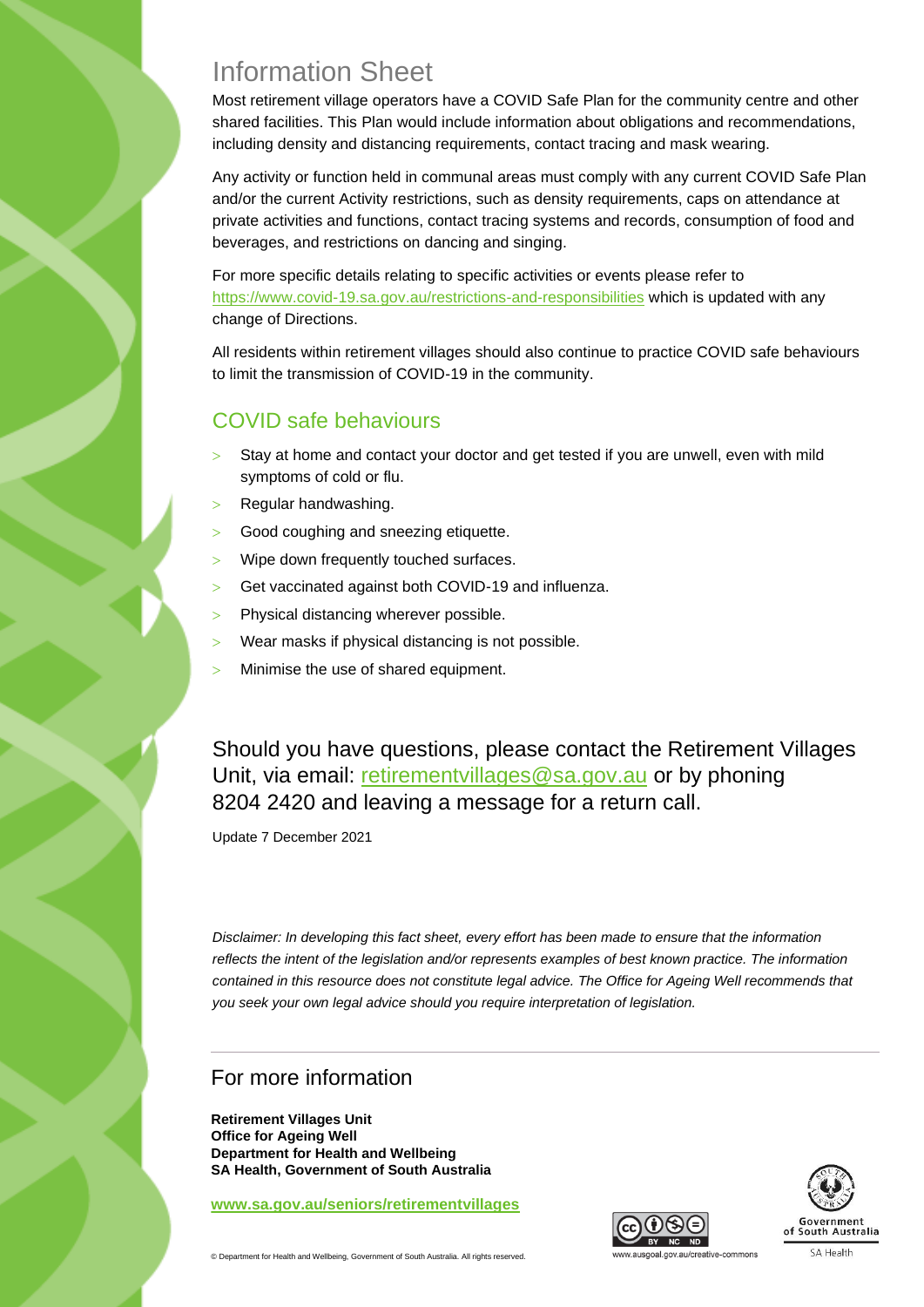# Information Sheet

Most retirement village operators have a COVID Safe Plan for the community centre and other shared facilities. This Plan would include information about obligations and recommendations, including density and distancing requirements, contact tracing and mask wearing.

Any activity or function held in communal areas must comply with any current COVID Safe Plan and/or the current Activity restrictions, such as density requirements, caps on attendance at private activities and functions, contact tracing systems and records, consumption of food and beverages, and restrictions on dancing and singing.

For more specific details relating to specific activities or events please refer to https://www.covid-19.sa.gov.au/restrictions-and-responsibilities which is updated with any change of Directions.

All residents within retirement villages should also continue to practice COVID safe behaviours to limit the transmission of COVID-19 in the community.

## COVID safe behaviours

- Stay at home and contact your doctor and get tested if you are unwell, even with mild symptoms of cold or flu.
- Regular handwashing.
- Good coughing and sneezing etiquette.
- Wipe down frequently touched surfaces.
- Get vaccinated against both COVID-19 and influenza.
- Physical distancing wherever possible.
- Wear masks if physical distancing is not possible.
- Minimise the use of shared equipment.

Should you have questions, please contact the Retirement Villages Unit, via email: retirementvillages@sa.gov.au or by phoning 8204 2420 and leaving a message for a return call.

Update 7 December 2021

*Disclaimer: In developing this fact sheet, every effort has been made to ensure that the information reflects the intent of the legislation and/or represents examples of best known practice. The information contained in this resource does not constitute legal advice. The Office for Ageing Well recommends that you seek your own legal advice should you require interpretation of legislation.*

## For more information

**Retirement Villages Unit**
**Office for Ageing Well**
**Department for Health and Wellbeing**
**SA Health, Government of South Australia**

**www.sa.gov.au/seniors/retirementvillages**

© Department for Health and Wellbeing, Government of South Australia. All rights reserved.

www.ausgoal.gov.au/creative-commons

Government of South Australia

SA Health